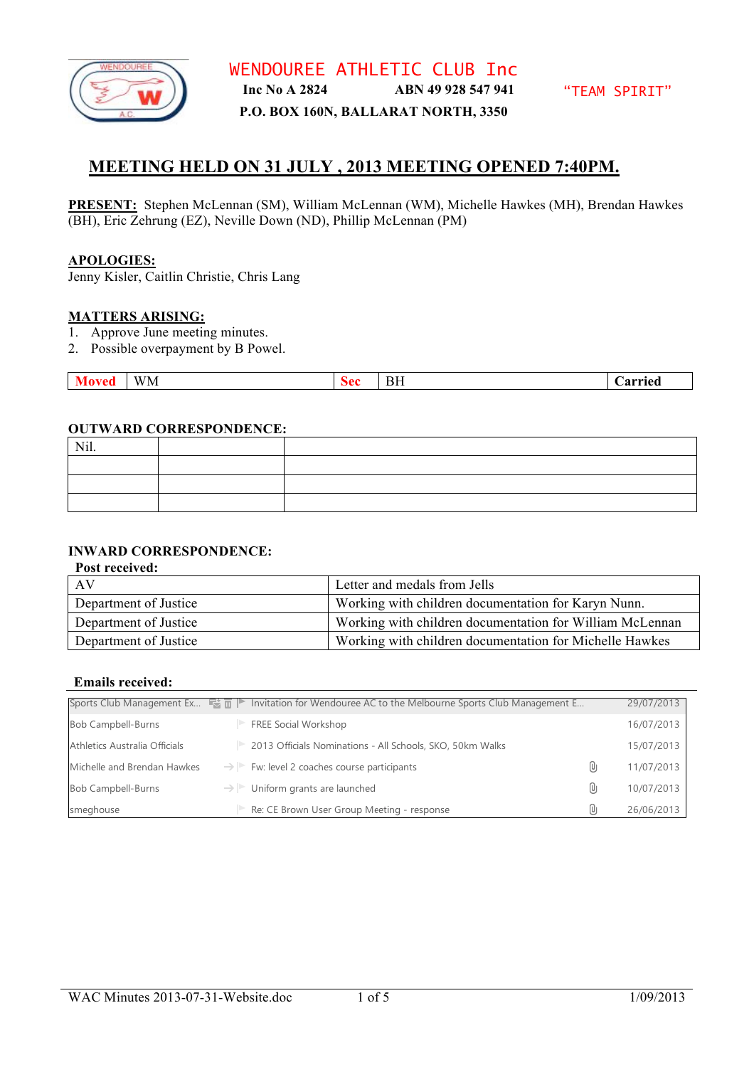# WENDOUREE ATHLETIC CLUB Inc

**Inc No A 2824** **ABN 49 928 547 941** "TEAM SPIRIT"

**P.O. BOX 160N, BALLARAT NORTH, 3350**

## MEETING HELD ON 31 JULY , 2013 MEETING OPENED 7:40PM.

**PRESENT:** Stephen McLennan (SM), William McLennan (WM), Michelle Hawkes (MH), Brendan Hawkes (BH), Eric Zehrung (EZ), Neville Down (ND), Phillip McLennan (PM)

**APOLOGIES:**
Jenny Kisler, Caitlin Christie, Chris Lang

**MATTERS ARISING:**

1. Approve June meeting minutes.
2. Possible overpayment by B Powel.

| Moved | WM | Sec | BH | Carried |
|---|---|---|---|---|

**OUTWARD CORRESPONDENCE:**

| Nil. | | |
|---|---|---|
| | | |
| | | |
| | | |

**INWARD CORRESPONDENCE:**

**Post received:**

| AV | Letter and medals from Jells |
|---|---|
| Department of Justice | Working with children documentation for Karyn Nunn. |
| Department of Justice | Working with children documentation for William McLennan |
| Department of Justice | Working with children documentation for Michelle Hawkes |

**Emails received:**

| From | Subject | Date |
|---|---|---|
| Sports Club Management Ex... | Invitation for Wendouree AC to the Melbourne Sports Club Management E... | 29/07/2013 |
| Bob Campbell-Burns | FREE Social Workshop | 16/07/2013 |
| Athletics Australia Officials | 2013 Officials Nominations - All Schools, SKO, 50km Walks | 15/07/2013 |
| Michelle and Brendan Hawkes | Fw: level 2 coaches course participants | 11/07/2013 |
| Bob Campbell-Burns | Uniform grants are launched | 10/07/2013 |
| smeghouse | Re: CE Brown User Group Meeting - response | 26/06/2013 |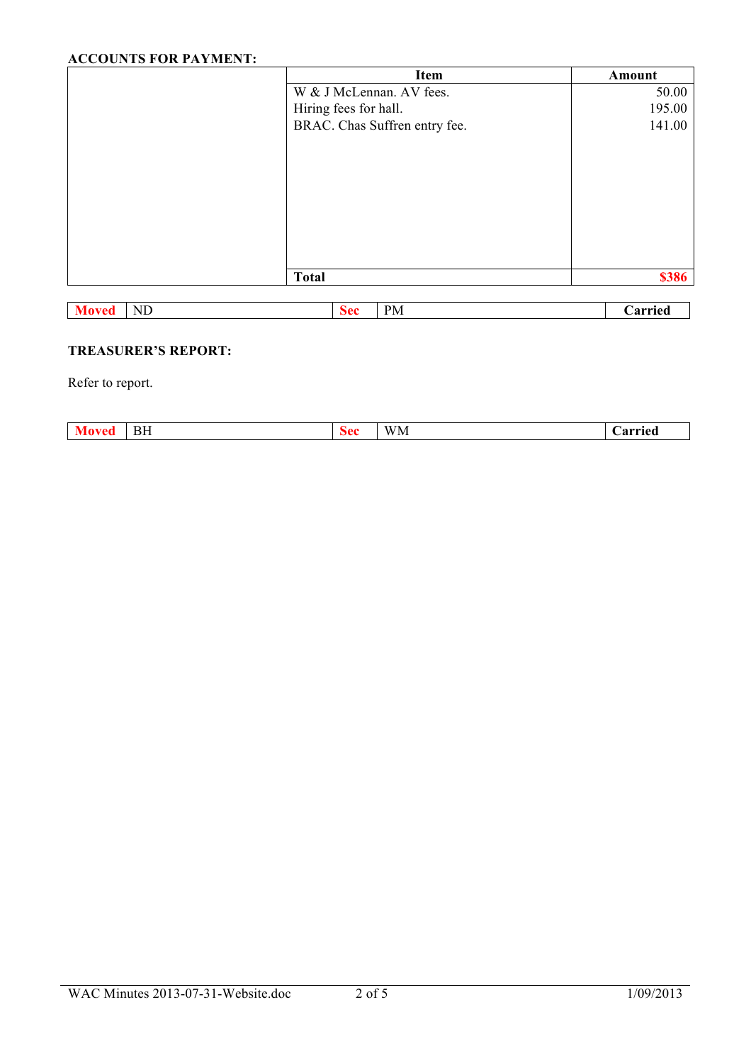**ACCOUNTS FOR PAYMENT:**

| | Item | Amount |
|---|---|---|
| | W & J McLennan. AV fees. | 50.00 |
| | Hiring fees for hall. | 195.00 |
| | BRAC. Chas Suffren entry fee. | 141.00 |
| | **Total** | **$386** |

| **Moved** | ND | **Sec** | PM | **Carried** |
|---|---|---|---|---|

**TREASURER'S REPORT:**

Refer to report.

| **Moved** | BH | **Sec** | WM | **Carried** |
|---|---|---|---|---|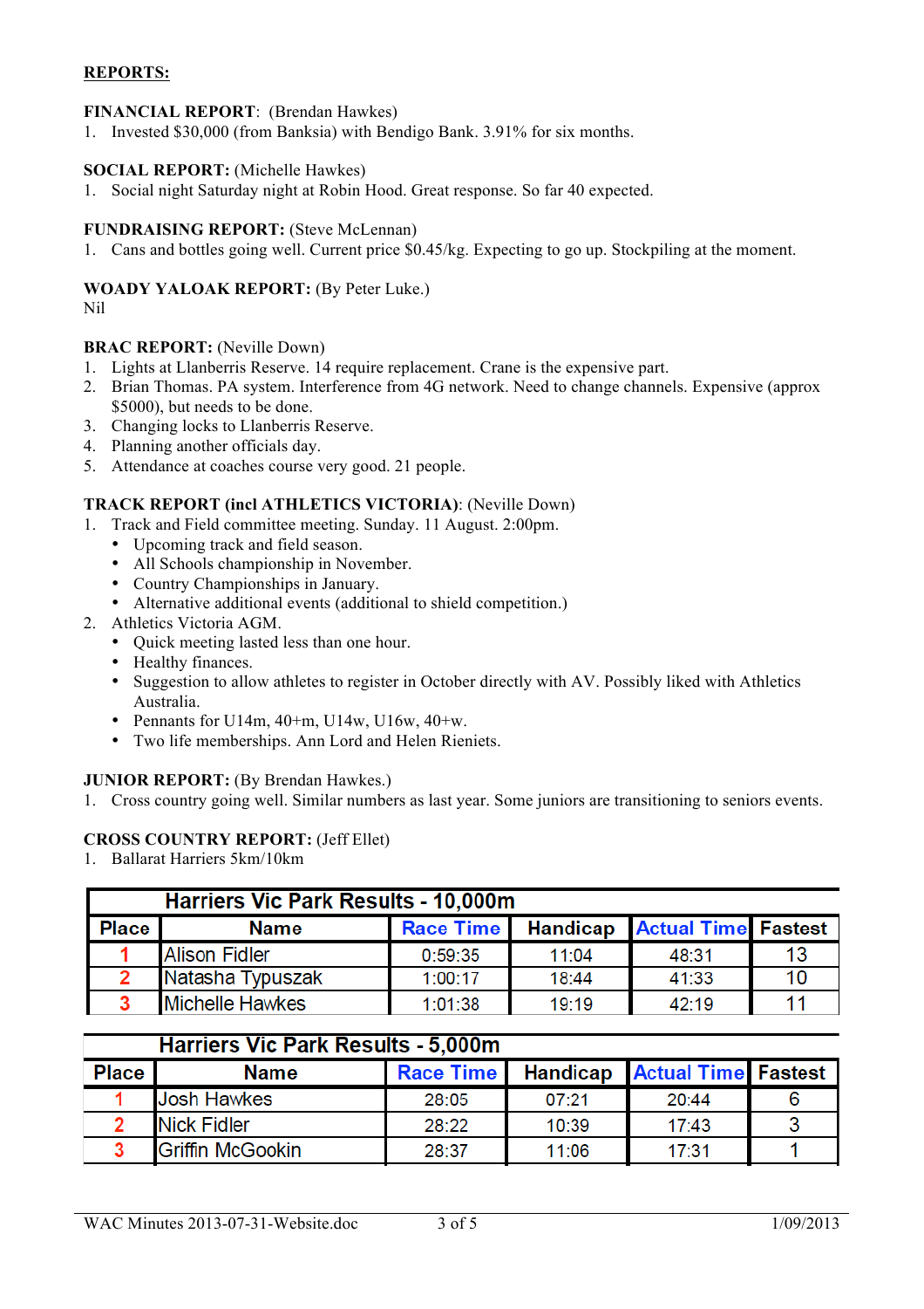**REPORTS:**

**FINANCIAL REPORT**: (Brendan Hawkes)

1. Invested $30,000 (from Banksia) with Bendigo Bank. 3.91% for six months.

**SOCIAL REPORT:** (Michelle Hawkes)

1. Social night Saturday night at Robin Hood. Great response. So far 40 expected.

**FUNDRAISING REPORT:** (Steve McLennan)

1. Cans and bottles going well. Current price $0.45/kg. Expecting to go up. Stockpiling at the moment.

**WOADY YALOAK REPORT:** (By Peter Luke.)

Nil

**BRAC REPORT:** (Neville Down)

1. Lights at Llanberris Reserve. 14 require replacement. Crane is the expensive part.
2. Brian Thomas. PA system. Interference from 4G network. Need to change channels. Expensive (approx $5000), but needs to be done.
3. Changing locks to Llanberris Reserve.
4. Planning another officials day.
5. Attendance at coaches course very good. 21 people.

**TRACK REPORT (incl ATHLETICS VICTORIA)**: (Neville Down)

1. Track and Field committee meeting. Sunday. 11 August. 2:00pm.
   - Upcoming track and field season.
   - All Schools championship in November.
   - Country Championships in January.
   - Alternative additional events (additional to shield competition.)
2. Athletics Victoria AGM.
   - Quick meeting lasted less than one hour.
   - Healthy finances.
   - Suggestion to allow athletes to register in October directly with AV. Possibly liked with Athletics Australia.
   - Pennants for U14m, 40+m, U14w, U16w, 40+w.
   - Two life memberships. Ann Lord and Helen Rieniets.

**JUNIOR REPORT:** (By Brendan Hawkes.)

1. Cross country going well. Similar numbers as last year. Some juniors are transitioning to seniors events.

**CROSS COUNTRY REPORT:** (Jeff Ellet)

1. Ballarat Harriers 5km/10km

**Harriers Vic Park Results - 10,000m**

| Place | Name | Race Time | Handicap | Actual Time | Fastest |
|---|---|---|---|---|---|
| 1 | Alison Fidler | 0:59:35 | 11:04 | 48:31 | 13 |
| 2 | Natasha Typuszak | 1:00:17 | 18:44 | 41:33 | 10 |
| 3 | Michelle Hawkes | 1:01:38 | 19:19 | 42:19 | 11 |

**Harriers Vic Park Results - 5,000m**

| Place | Name | Race Time | Handicap | Actual Time | Fastest |
|---|---|---|---|---|---|
| 1 | Josh Hawkes | 28:05 | 07:21 | 20:44 | 6 |
| 2 | Nick Fidler | 28:22 | 10:39 | 17:43 | 3 |
| 3 | Griffin McGookin | 28:37 | 11:06 | 17:31 | 1 |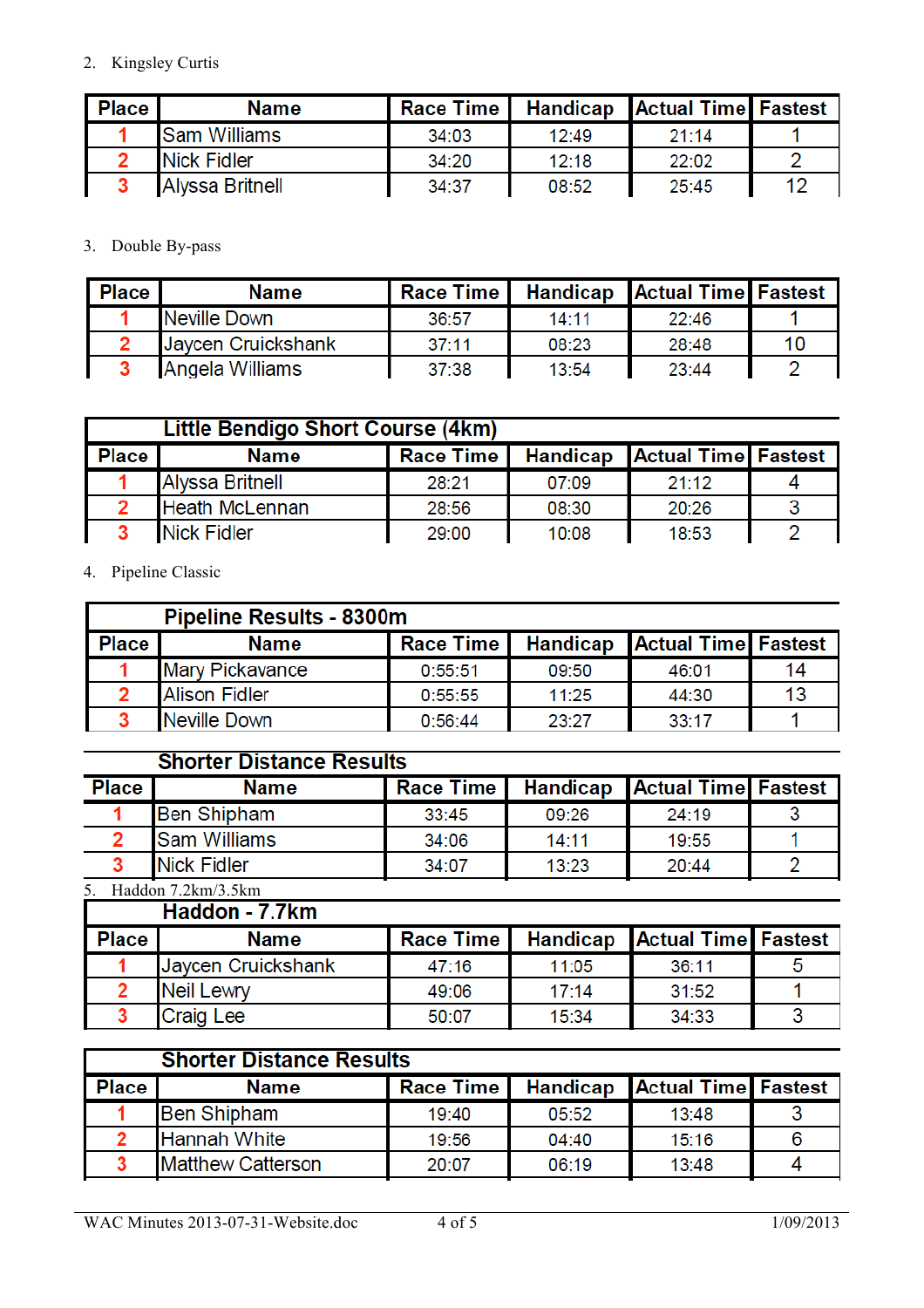2. Kingsley Curtis

| Place | Name | Race Time | Handicap | Actual Time | Fastest |
|---|---|---|---|---|---|
| 1 | Sam Williams | 34:03 | 12:49 | 21:14 | 1 |
| 2 | Nick Fidler | 34:20 | 12:18 | 22:02 | 2 |
| 3 | Alyssa Britnell | 34:37 | 08:52 | 25:45 | 12 |

3. Double By-pass

| Place | Name | Race Time | Handicap | Actual Time | Fastest |
|---|---|---|---|---|---|
| 1 | Neville Down | 36:57 | 14:11 | 22:46 | 1 |
| 2 | Jaycen Cruickshank | 37:11 | 08:23 | 28:48 | 10 |
| 3 | Angela Williams | 37:38 | 13:54 | 23:44 | 2 |

| Little Bendigo Short Course (4km) | | | | | |
|---|---|---|---|---|---|
| Place | Name | Race Time | Handicap | Actual Time | Fastest |
| 1 | Alyssa Britnell | 28:21 | 07:09 | 21:12 | 4 |
| 2 | Heath McLennan | 28:56 | 08:30 | 20:26 | 3 |
| 3 | Nick Fidler | 29:00 | 10:08 | 18:53 | 2 |

4. Pipeline Classic

| Pipeline Results - 8300m | | | | | |
|---|---|---|---|---|---|
| Place | Name | Race Time | Handicap | Actual Time | Fastest |
| 1 | Mary Pickavance | 0:55:51 | 09:50 | 46:01 | 14 |
| 2 | Alison Fidler | 0:55:55 | 11:25 | 44:30 | 13 |
| 3 | Neville Down | 0:56:44 | 23:27 | 33:17 | 1 |

| Shorter Distance Results | | | | | |
|---|---|---|---|---|---|
| Place | Name | Race Time | Handicap | Actual Time | Fastest |
| 1 | Ben Shipham | 33:45 | 09:26 | 24:19 | 3 |
| 2 | Sam Williams | 34:06 | 14:11 | 19:55 | 1 |
| 3 | Nick Fidler | 34:07 | 13:23 | 20:44 | 2 |

5. Haddon 7.2km/3.5km

| Haddon - 7.7km | | | | | |
|---|---|---|---|---|---|
| Place | Name | Race Time | Handicap | Actual Time | Fastest |
| 1 | Jaycen Cruickshank | 47:16 | 11:05 | 36:11 | 5 |
| 2 | Neil Lewry | 49:06 | 17:14 | 31:52 | 1 |
| 3 | Craig Lee | 50:07 | 15:34 | 34:33 | 3 |

| Shorter Distance Results | | | | | |
|---|---|---|---|---|---|
| Place | Name | Race Time | Handicap | Actual Time | Fastest |
| 1 | Ben Shipham | 19:40 | 05:52 | 13:48 | 3 |
| 2 | Hannah White | 19:56 | 04:40 | 15:16 | 6 |
| 3 | Matthew Catterson | 20:07 | 06:19 | 13:48 | 4 |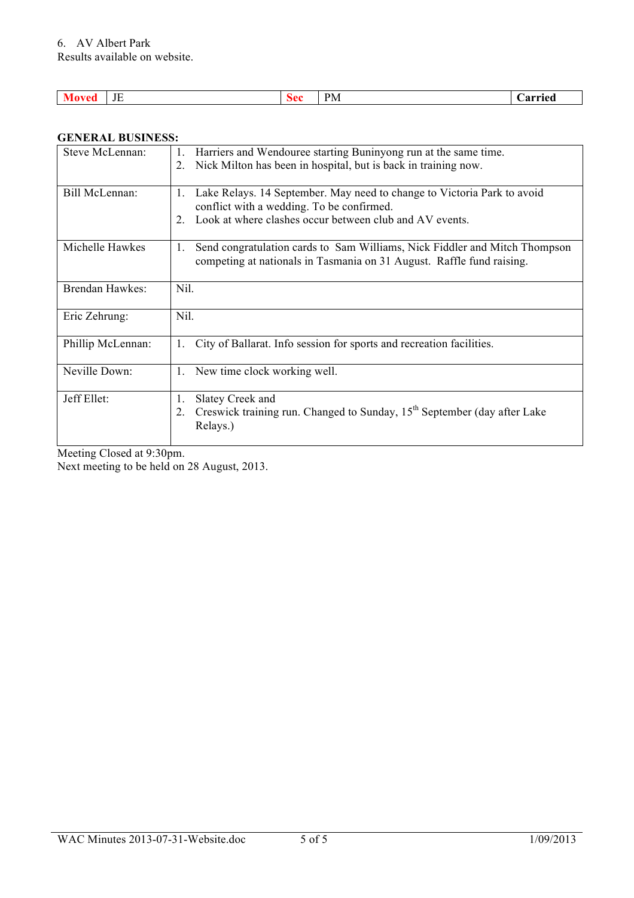6. AV Albert Park
Results available on website.

| | | | | |
|---|---|---|---|---|
| **Moved** | JE | **Sec** | PM | **Carried** |

**GENERAL BUSINESS:**

| | |
|---|---|
| Steve McLennan: | 1. Harriers and Wendouree starting Buninyong run at the same time.<br>2. Nick Milton has been in hospital, but is back in training now. |
| Bill McLennan: | 1. Lake Relays. 14 September. May need to change to Victoria Park to avoid conflict with a wedding. To be confirmed.<br>2. Look at where clashes occur between club and AV events. |
| Michelle Hawkes | 1. Send congratulation cards to Sam Williams, Nick Fiddler and Mitch Thompson competing at nationals in Tasmania on 31 August. Raffle fund raising. |
| Brendan Hawkes: | Nil. |
| Eric Zehrung: | Nil. |
| Phillip McLennan: | 1. City of Ballarat. Info session for sports and recreation facilities. |
| Neville Down: | 1. New time clock working well. |
| Jeff Ellet: | 1. Slatey Creek and<br>2. Creswick training run. Changed to Sunday, 15th September (day after Lake Relays.) |

Meeting Closed at 9:30pm.
Next meeting to be held on 28 August, 2013.